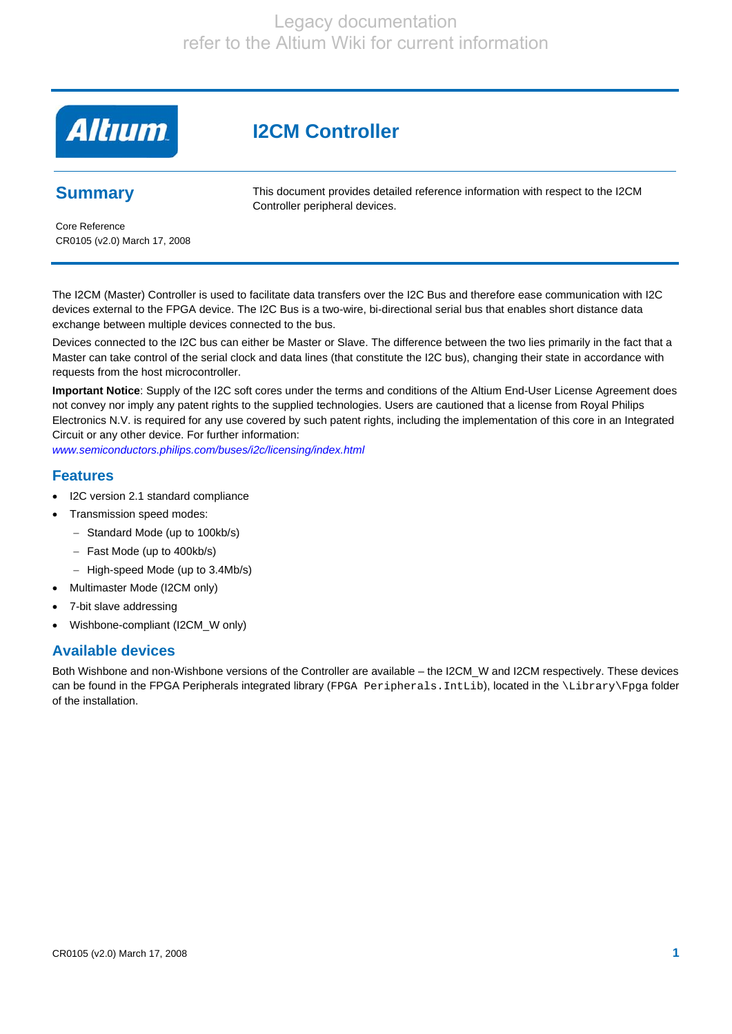Legacy documentation
refer to the Altium Wiki for current information

# I2CM Controller

## Summary

This document provides detailed reference information with respect to the I2CM Controller peripheral devices.

Core Reference
CR0105 (v2.0) March 17, 2008

The I2CM (Master) Controller is used to facilitate data transfers over the I2C Bus and therefore ease communication with I2C devices external to the FPGA device. The I2C Bus is a two-wire, bi-directional serial bus that enables short distance data exchange between multiple devices connected to the bus.

Devices connected to the I2C bus can either be Master or Slave. The difference between the two lies primarily in the fact that a Master can take control of the serial clock and data lines (that constitute the I2C bus), changing their state in accordance with requests from the host microcontroller.

**Important Notice**: Supply of the I2C soft cores under the terms and conditions of the Altium End-User License Agreement does not convey nor imply any patent rights to the supplied technologies. Users are cautioned that a license from Royal Philips Electronics N.V. is required for any use covered by such patent rights, including the implementation of this core in an Integrated Circuit or any other device. For further information:
*www.semiconductors.philips.com/buses/i2c/licensing/index.html*

## Features

- I2C version 2.1 standard compliance
- Transmission speed modes:
  - Standard Mode (up to 100kb/s)
  - Fast Mode (up to 400kb/s)
  - High-speed Mode (up to 3.4Mb/s)
- Multimaster Mode (I2CM only)
- 7-bit slave addressing
- Wishbone-compliant (I2CM_W only)

## Available devices

Both Wishbone and non-Wishbone versions of the Controller are available – the I2CM_W and I2CM respectively. These devices can be found in the FPGA Peripherals integrated library (`FPGA Peripherals.IntLib`), located in the `\Library\Fpga` folder of the installation.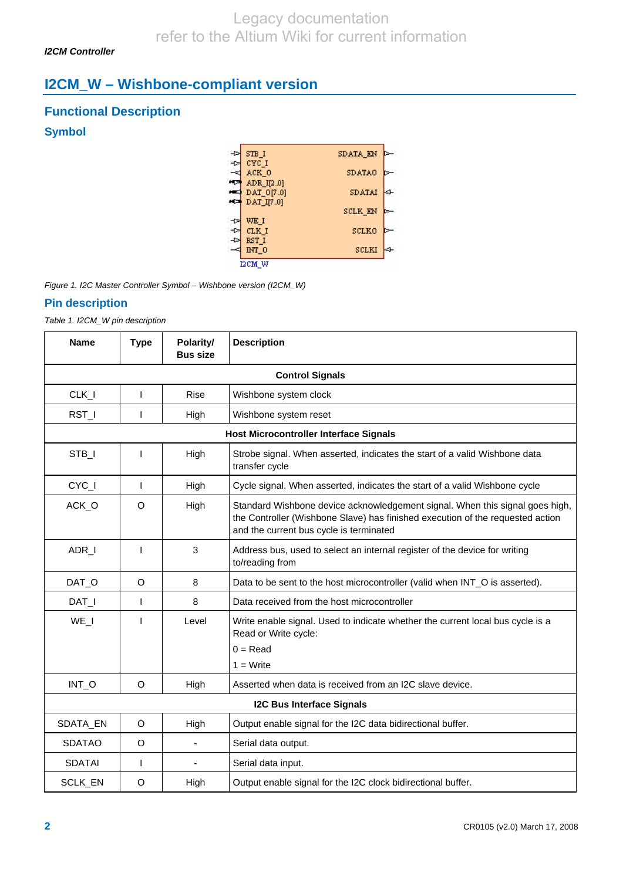## I2CM_W – Wishbone-compliant version

### Functional Description

### Symbol

*Figure 1. I2C Master Controller Symbol – Wishbone version (I2CM_W)*

### Pin description

*Table 1. I2CM_W pin description*

| Name | Type | Polarity/ Bus size | Description |
|---|---|---|---|
| **Control Signals** | | | |
| CLK_I | I | Rise | Wishbone system clock |
| RST_I | I | High | Wishbone system reset |
| **Host Microcontroller Interface Signals** | | | |
| STB_I | I | High | Strobe signal. When asserted, indicates the start of a valid Wishbone data transfer cycle |
| CYC_I | I | High | Cycle signal. When asserted, indicates the start of a valid Wishbone cycle |
| ACK_O | O | High | Standard Wishbone device acknowledgement signal. When this signal goes high, the Controller (Wishbone Slave) has finished execution of the requested action and the current bus cycle is terminated |
| ADR_I | I | 3 | Address bus, used to select an internal register of the device for writing to/reading from |
| DAT_O | O | 8 | Data to be sent to the host microcontroller (valid when INT_O is asserted). |
| DAT_I | I | 8 | Data received from the host microcontroller |
| WE_I | I | Level | Write enable signal. Used to indicate whether the current local bus cycle is a Read or Write cycle:<br>0 = Read<br>1 = Write |
| INT_O | O | High | Asserted when data is received from an I2C slave device. |
| **I2C Bus Interface Signals** | | | |
| SDATA_EN | O | High | Output enable signal for the I2C data bidirectional buffer. |
| SDATAO | O | - | Serial data output. |
| SDATAI | I | - | Serial data input. |
| SCLK_EN | O | High | Output enable signal for the I2C clock bidirectional buffer. |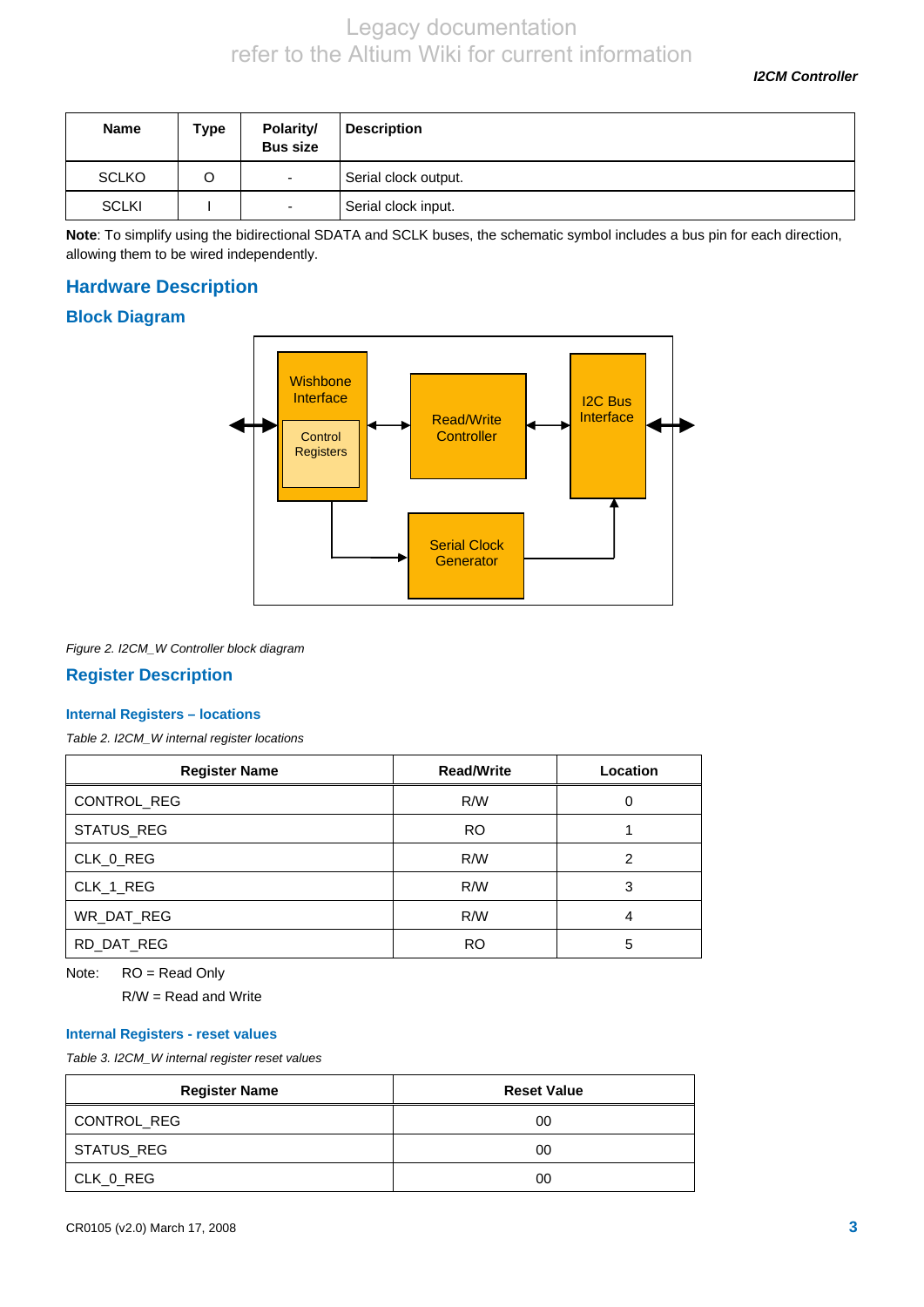| Name | Type | Polarity/ Bus size | Description |
|---|---|---|---|
| SCLKO | O | - | Serial clock output. |
| SCLKI | I | - | Serial clock input. |

**Note**: To simplify using the bidirectional SDATA and SCLK buses, the schematic symbol includes a bus pin for each direction, allowing them to be wired independently.

## Hardware Description

### Block Diagram

Wishbone Interface

Control Registers

Read/Write Controller

I2C Bus Interface

Serial Clock Generator

*Figure 2. I2CM_W Controller block diagram*

## Register Description

#### Internal Registers – locations

*Table 2. I2CM_W internal register locations*

| Register Name | Read/Write | Location |
|---|---|---|
| CONTROL_REG | R/W | 0 |
| STATUS_REG | RO | 1 |
| CLK_0_REG | R/W | 2 |
| CLK_1_REG | R/W | 3 |
| WR_DAT_REG | R/W | 4 |
| RD_DAT_REG | RO | 5 |

Note: RO = Read Only

R/W = Read and Write

#### Internal Registers - reset values

*Table 3. I2CM_W internal register reset values*

| Register Name | Reset Value |
|---|---|
| CONTROL_REG | 00 |
| STATUS_REG | 00 |
| CLK_0_REG | 00 |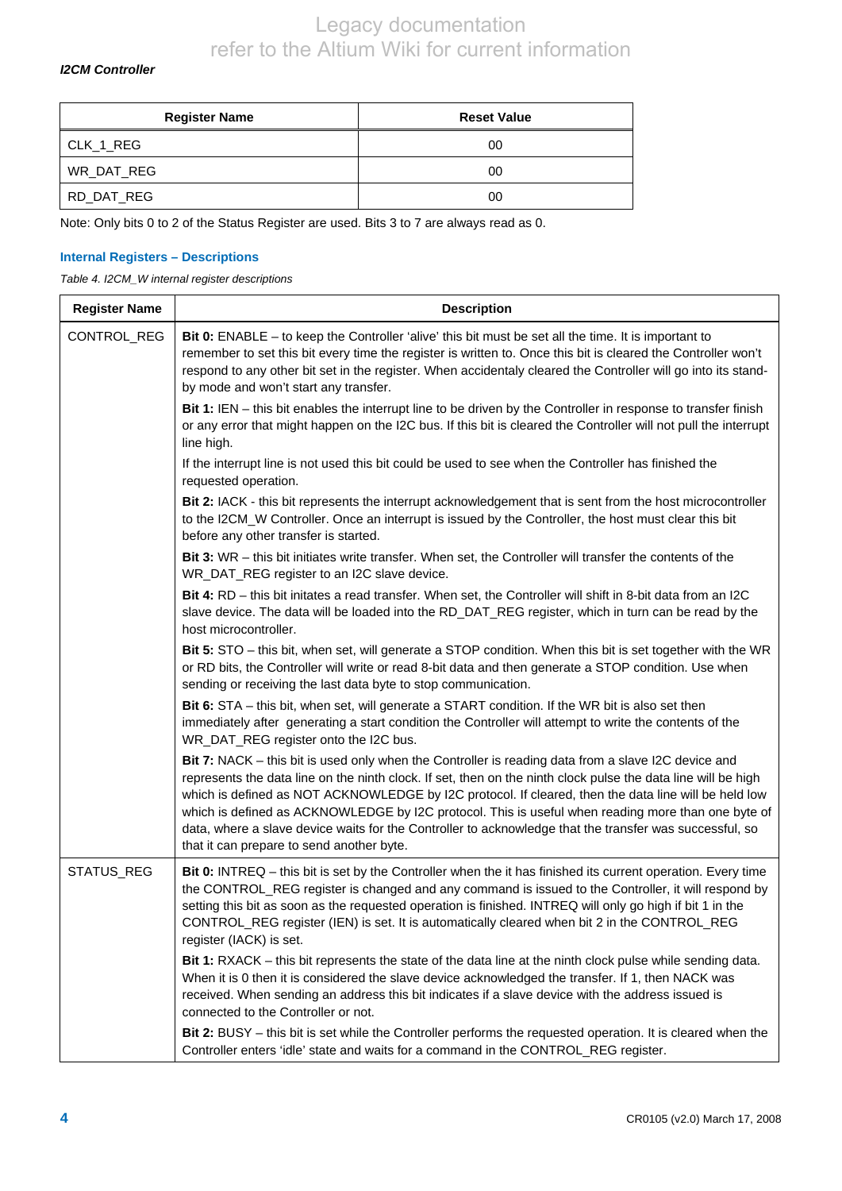*I2CM Controller*

| Register Name | Reset Value |
|---|---|
| CLK_1_REG | 00 |
| WR_DAT_REG | 00 |
| RD_DAT_REG | 00 |

Note: Only bits 0 to 2 of the Status Register are used. Bits 3 to 7 are always read as 0.

### Internal Registers – Descriptions

*Table 4. I2CM_W internal register descriptions*

| Register Name | Description |
|---|---|
| CONTROL_REG | **Bit 0:** ENABLE – to keep the Controller 'alive' this bit must be set all the time. It is important to remember to set this bit every time the register is written to. Once this bit is cleared the Controller won't respond to any other bit set in the register. When accidentaly cleared the Controller will go into its stand-by mode and won't start any transfer.<br><br>**Bit 1:** IEN – this bit enables the interrupt line to be driven by the Controller in response to transfer finish or any error that might happen on the I2C bus. If this bit is cleared the Controller will not pull the interrupt line high.<br><br>If the interrupt line is not used this bit could be used to see when the Controller has finished the requested operation.<br><br>**Bit 2:** IACK - this bit represents the interrupt acknowledgement that is sent from the host microcontroller to the I2CM_W Controller. Once an interrupt is issued by the Controller, the host must clear this bit before any other transfer is started.<br><br>**Bit 3:** WR – this bit initiates write transfer. When set, the Controller will transfer the contents of the WR_DAT_REG register to an I2C slave device.<br><br>**Bit 4:** RD – this bit initates a read transfer. When set, the Controller will shift in 8-bit data from an I2C slave device. The data will be loaded into the RD_DAT_REG register, which in turn can be read by the host microcontroller.<br><br>**Bit 5:** STO – this bit, when set, will generate a STOP condition. When this bit is set together with the WR or RD bits, the Controller will write or read 8-bit data and then generate a STOP condition. Use when sending or receiving the last data byte to stop communication.<br><br>**Bit 6:** STA – this bit, when set, will generate a START condition. If the WR bit is also set then immediately after generating a start condition the Controller will attempt to write the contents of the WR_DAT_REG register onto the I2C bus.<br><br>**Bit 7:** NACK – this bit is used only when the Controller is reading data from a slave I2C device and represents the data line on the ninth clock. If set, then on the ninth clock pulse the data line will be high which is defined as NOT ACKNOWLEDGE by I2C protocol. If cleared, then the data line will be held low which is defined as ACKNOWLEDGE by I2C protocol. This is useful when reading more than one byte of data, where a slave device waits for the Controller to acknowledge that the transfer was successful, so that it can prepare to send another byte. |
| STATUS_REG | **Bit 0:** INTREQ – this bit is set by the Controller when the it has finished its current operation. Every time the CONTROL_REG register is changed and any command is issued to the Controller, it will respond by setting this bit as soon as the requested operation is finished. INTREQ will only go high if bit 1 in the CONTROL_REG register (IEN) is set. It is automatically cleared when bit 2 in the CONTROL_REG register (IACK) is set.<br><br>**Bit 1:** RXACK – this bit represents the state of the data line at the ninth clock pulse while sending data. When it is 0 then it is considered the slave device acknowledged the transfer. If 1, then NACK was received. When sending an address this bit indicates if a slave device with the address issued is connected to the Controller or not.<br><br>**Bit 2:** BUSY – this bit is set while the Controller performs the requested operation. It is cleared when the Controller enters 'idle' state and waits for a command in the CONTROL_REG register. |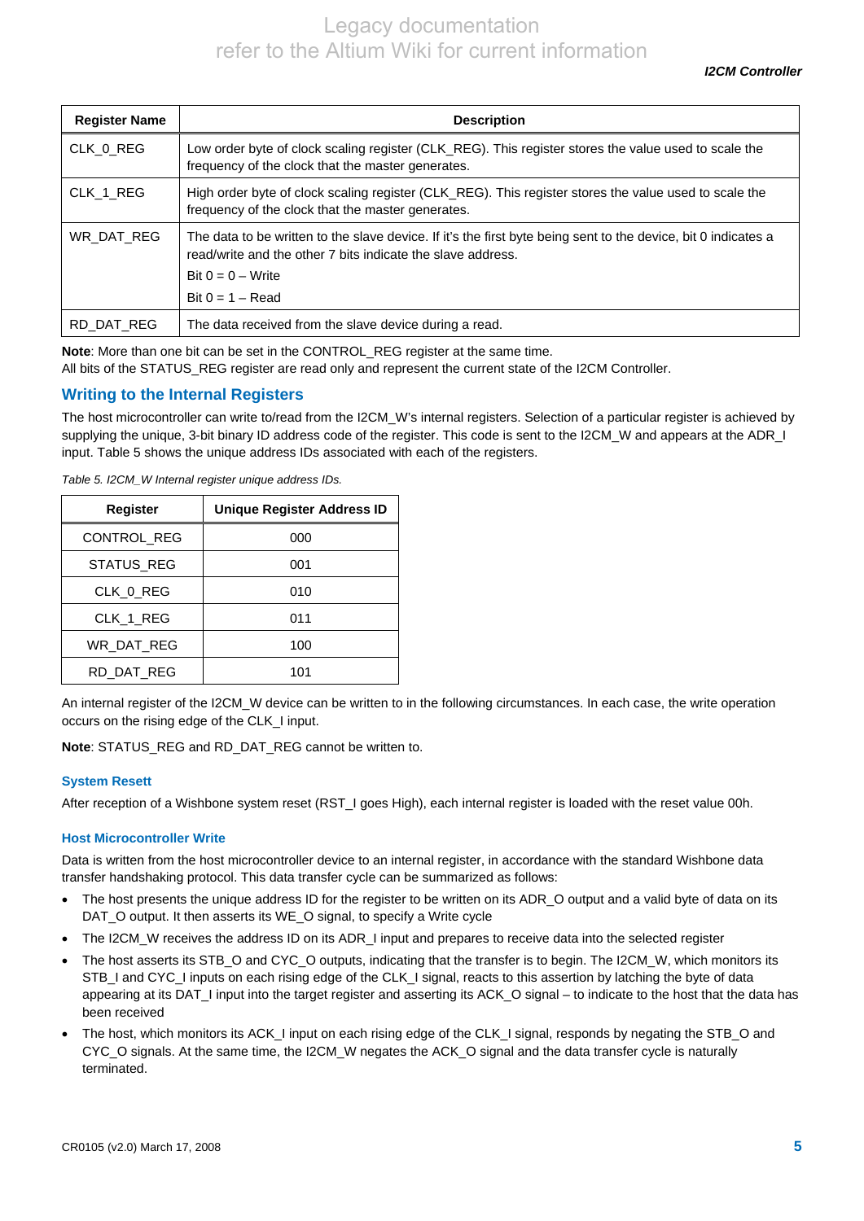| Register Name | Description |
|---|---|
| CLK_0_REG | Low order byte of clock scaling register (CLK_REG). This register stores the value used to scale the frequency of the clock that the master generates. |
| CLK_1_REG | High order byte of clock scaling register (CLK_REG). This register stores the value used to scale the frequency of the clock that the master generates. |
| WR_DAT_REG | The data to be written to the slave device. If it's the first byte being sent to the device, bit 0 indicates a read/write and the other 7 bits indicate the slave address.<br>Bit 0 = 0 – Write<br>Bit 0 = 1 – Read |
| RD_DAT_REG | The data received from the slave device during a read. |

**Note**: More than one bit can be set in the CONTROL_REG register at the same time.
All bits of the STATUS_REG register are read only and represent the current state of the I2CM Controller.

## Writing to the Internal Registers

The host microcontroller can write to/read from the I2CM_W's internal registers. Selection of a particular register is achieved by supplying the unique, 3-bit binary ID address code of the register. This code is sent to the I2CM_W and appears at the ADR_I input. Table 5 shows the unique address IDs associated with each of the registers.

*Table 5. I2CM_W Internal register unique address IDs.*

| Register | Unique Register Address ID |
|---|---|
| CONTROL_REG | 000 |
| STATUS_REG | 001 |
| CLK_0_REG | 010 |
| CLK_1_REG | 011 |
| WR_DAT_REG | 100 |
| RD_DAT_REG | 101 |

An internal register of the I2CM_W device can be written to in the following circumstances. In each case, the write operation occurs on the rising edge of the CLK_I input.

**Note**: STATUS_REG and RD_DAT_REG cannot be written to.

### System Resett

After reception of a Wishbone system reset (RST_I goes High), each internal register is loaded with the reset value 00h.

### Host Microcontroller Write

Data is written from the host microcontroller device to an internal register, in accordance with the standard Wishbone data transfer handshaking protocol. This data transfer cycle can be summarized as follows:

- The host presents the unique address ID for the register to be written on its ADR_O output and a valid byte of data on its DAT_O output. It then asserts its WE_O signal, to specify a Write cycle
- The I2CM_W receives the address ID on its ADR_I input and prepares to receive data into the selected register
- The host asserts its STB_O and CYC_O outputs, indicating that the transfer is to begin. The I2CM_W, which monitors its STB_I and CYC_I inputs on each rising edge of the CLK_I signal, reacts to this assertion by latching the byte of data appearing at its DAT_I input into the target register and asserting its ACK_O signal – to indicate to the host that the data has been received
- The host, which monitors its ACK_I input on each rising edge of the CLK_I signal, responds by negating the STB_O and CYC_O signals. At the same time, the I2CM_W negates the ACK_O signal and the data transfer cycle is naturally terminated.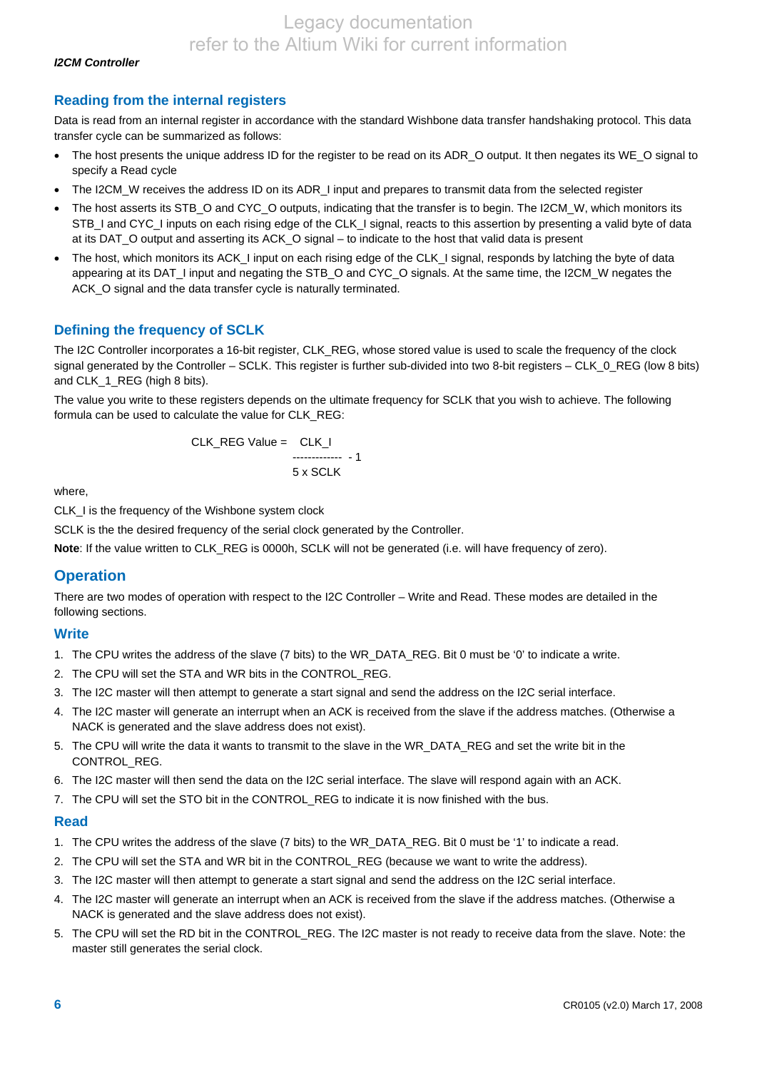## Reading from the internal registers

Data is read from an internal register in accordance with the standard Wishbone data transfer handshaking protocol. This data transfer cycle can be summarized as follows:

- The host presents the unique address ID for the register to be read on its ADR_O output. It then negates its WE_O signal to specify a Read cycle
- The I2CM_W receives the address ID on its ADR_I input and prepares to transmit data from the selected register
- The host asserts its STB_O and CYC_O outputs, indicating that the transfer is to begin. The I2CM_W, which monitors its STB_I and CYC_I inputs on each rising edge of the CLK_I signal, reacts to this assertion by presenting a valid byte of data at its DAT_O output and asserting its ACK_O signal – to indicate to the host that valid data is present
- The host, which monitors its ACK_I input on each rising edge of the CLK_I signal, responds by latching the byte of data appearing at its DAT_I input and negating the STB_O and CYC_O signals. At the same time, the I2CM_W negates the ACK_O signal and the data transfer cycle is naturally terminated.

## Defining the frequency of SCLK

The I2C Controller incorporates a 16-bit register, CLK_REG, whose stored value is used to scale the frequency of the clock signal generated by the Controller – SCLK. This register is further sub-divided into two 8-bit registers – CLK_0_REG (low 8 bits) and CLK_1_REG (high 8 bits).

The value you write to these registers depends on the ultimate frequency for SCLK that you wish to achieve. The following formula can be used to calculate the value for CLK_REG:

$$\text{CLK\_REG Value} = \frac{\text{CLK\_I}}{5 \times \text{SCLK}} - 1$$

where,

CLK_I is the frequency of the Wishbone system clock

SCLK is the the desired frequency of the serial clock generated by the Controller.

**Note**: If the value written to CLK_REG is 0000h, SCLK will not be generated (i.e. will have frequency of zero).

## Operation

There are two modes of operation with respect to the I2C Controller – Write and Read. These modes are detailed in the following sections.

### Write

1. The CPU writes the address of the slave (7 bits) to the WR_DATA_REG. Bit 0 must be '0' to indicate a write.
2. The CPU will set the STA and WR bits in the CONTROL_REG.
3. The I2C master will then attempt to generate a start signal and send the address on the I2C serial interface.
4. The I2C master will generate an interrupt when an ACK is received from the slave if the address matches. (Otherwise a NACK is generated and the slave address does not exist).
5. The CPU will write the data it wants to transmit to the slave in the WR_DATA_REG and set the write bit in the CONTROL_REG.
6. The I2C master will then send the data on the I2C serial interface. The slave will respond again with an ACK.
7. The CPU will set the STO bit in the CONTROL_REG to indicate it is now finished with the bus.

### Read

1. The CPU writes the address of the slave (7 bits) to the WR_DATA_REG. Bit 0 must be '1' to indicate a read.
2. The CPU will set the STA and WR bit in the CONTROL_REG (because we want to write the address).
3. The I2C master will then attempt to generate a start signal and send the address on the I2C serial interface.
4. The I2C master will generate an interrupt when an ACK is received from the slave if the address matches. (Otherwise a NACK is generated and the slave address does not exist).
5. The CPU will set the RD bit in the CONTROL_REG. The I2C master is not ready to receive data from the slave. Note: the master still generates the serial clock.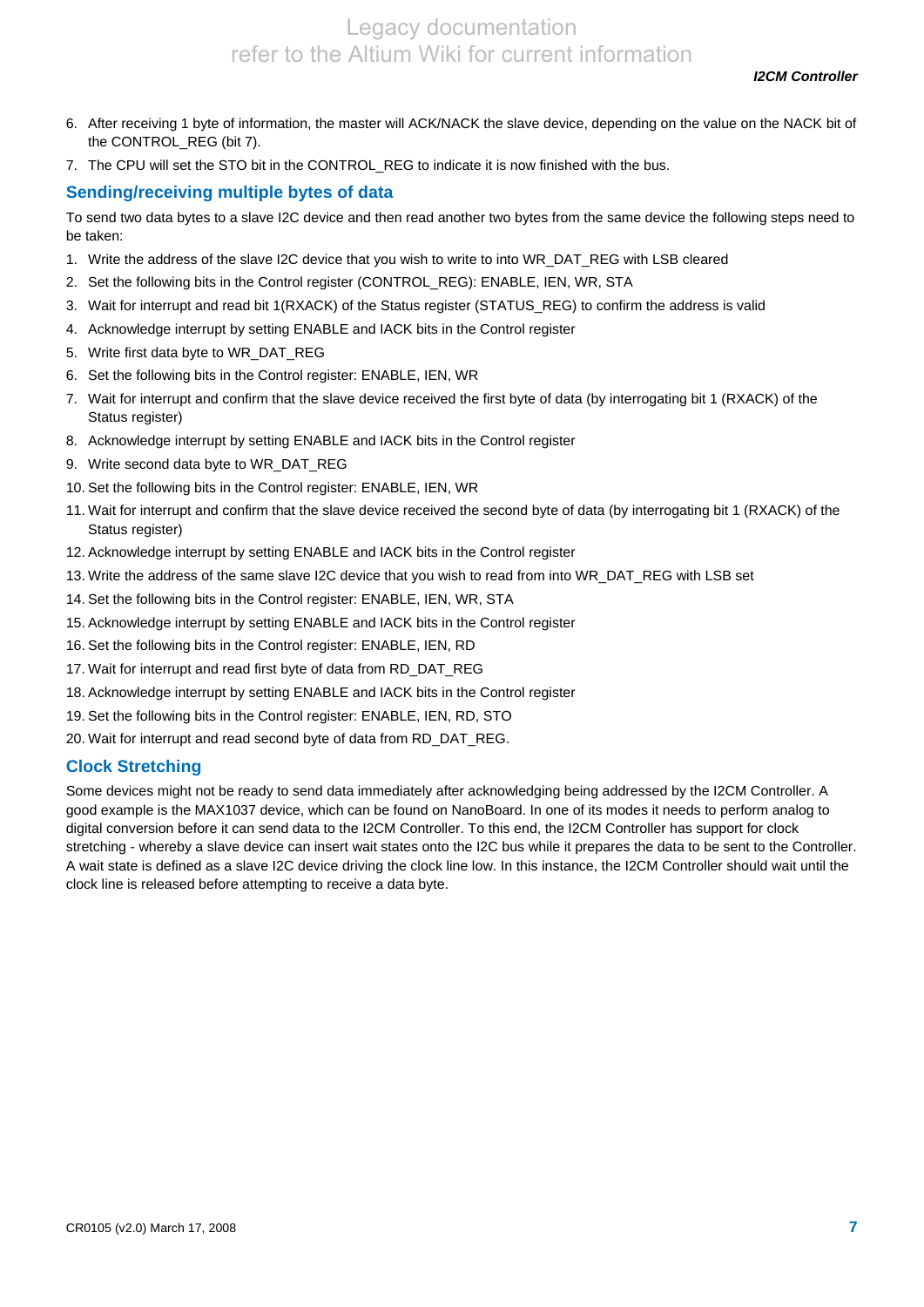6. After receiving 1 byte of information, the master will ACK/NACK the slave device, depending on the value on the NACK bit of the CONTROL_REG (bit 7).
7. The CPU will set the STO bit in the CONTROL_REG to indicate it is now finished with the bus.

## Sending/receiving multiple bytes of data

To send two data bytes to a slave I2C device and then read another two bytes from the same device the following steps need to be taken:

1. Write the address of the slave I2C device that you wish to write to into WR_DAT_REG with LSB cleared
2. Set the following bits in the Control register (CONTROL_REG): ENABLE, IEN, WR, STA
3. Wait for interrupt and read bit 1(RXACK) of the Status register (STATUS_REG) to confirm the address is valid
4. Acknowledge interrupt by setting ENABLE and IACK bits in the Control register
5. Write first data byte to WR_DAT_REG
6. Set the following bits in the Control register: ENABLE, IEN, WR
7. Wait for interrupt and confirm that the slave device received the first byte of data (by interrogating bit 1 (RXACK) of the Status register)
8. Acknowledge interrupt by setting ENABLE and IACK bits in the Control register
9. Write second data byte to WR_DAT_REG
10. Set the following bits in the Control register: ENABLE, IEN, WR
11. Wait for interrupt and confirm that the slave device received the second byte of data (by interrogating bit 1 (RXACK) of the Status register)
12. Acknowledge interrupt by setting ENABLE and IACK bits in the Control register
13. Write the address of the same slave I2C device that you wish to read from into WR_DAT_REG with LSB set
14. Set the following bits in the Control register: ENABLE, IEN, WR, STA
15. Acknowledge interrupt by setting ENABLE and IACK bits in the Control register
16. Set the following bits in the Control register: ENABLE, IEN, RD
17. Wait for interrupt and read first byte of data from RD_DAT_REG
18. Acknowledge interrupt by setting ENABLE and IACK bits in the Control register
19. Set the following bits in the Control register: ENABLE, IEN, RD, STO
20. Wait for interrupt and read second byte of data from RD_DAT_REG.

## Clock Stretching

Some devices might not be ready to send data immediately after acknowledging being addressed by the I2CM Controller. A good example is the MAX1037 device, which can be found on NanoBoard. In one of its modes it needs to perform analog to digital conversion before it can send data to the I2CM Controller. To this end, the I2CM Controller has support for clock stretching - whereby a slave device can insert wait states onto the I2C bus while it prepares the data to be sent to the Controller. A wait state is defined as a slave I2C device driving the clock line low. In this instance, the I2CM Controller should wait until the clock line is released before attempting to receive a data byte.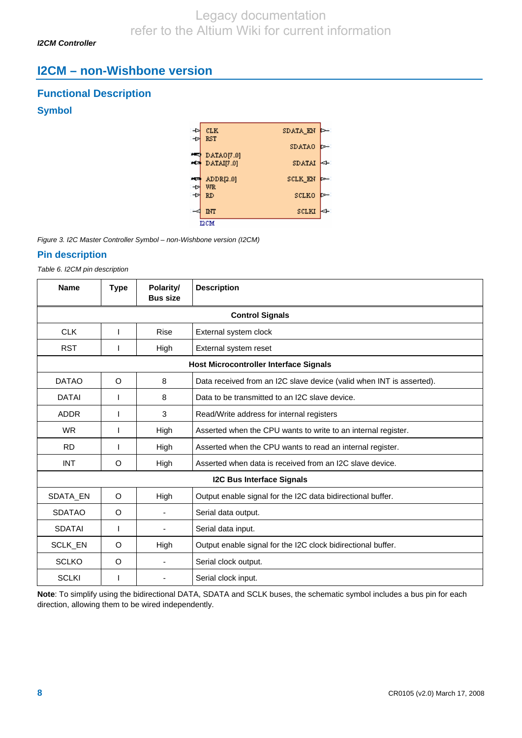# I2CM – non-Wishbone version

## Functional Description

### Symbol

CLK
RST
DATAO[7..0]
DATAI[7..0]
ADDR[2..0]
WR
RD
INT
SDATA_EN
SDATAO
SDATAI
SCLK_EN
SCLKO
SCLKI
I2CM

*Figure 3. I2C Master Controller Symbol – non-Wishbone version (I2CM)*

### Pin description

*Table 6. I2CM pin description*

| Name | Type | Polarity/ Bus size | Description |
|---|---|---|---|
| **Control Signals** | | | |
| CLK | I | Rise | External system clock |
| RST | I | High | External system reset |
| **Host Microcontroller Interface Signals** | | | |
| DATAO | O | 8 | Data received from an I2C slave device (valid when INT is asserted). |
| DATAI | I | 8 | Data to be transmitted to an I2C slave device. |
| ADDR | I | 3 | Read/Write address for internal registers |
| WR | I | High | Asserted when the CPU wants to write to an internal register. |
| RD | I | High | Asserted when the CPU wants to read an internal register. |
| INT | O | High | Asserted when data is received from an I2C slave device. |
| **I2C Bus Interface Signals** | | | |
| SDATA_EN | O | High | Output enable signal for the I2C data bidirectional buffer. |
| SDATAO | O | - | Serial data output. |
| SDATAI | I | - | Serial data input. |
| SCLK_EN | O | High | Output enable signal for the I2C clock bidirectional buffer. |
| SCLKO | O | - | Serial clock output. |
| SCLKI | I | - | Serial clock input. |

**Note**: To simplify using the bidirectional DATA, SDATA and SCLK buses, the schematic symbol includes a bus pin for each direction, allowing them to be wired independently.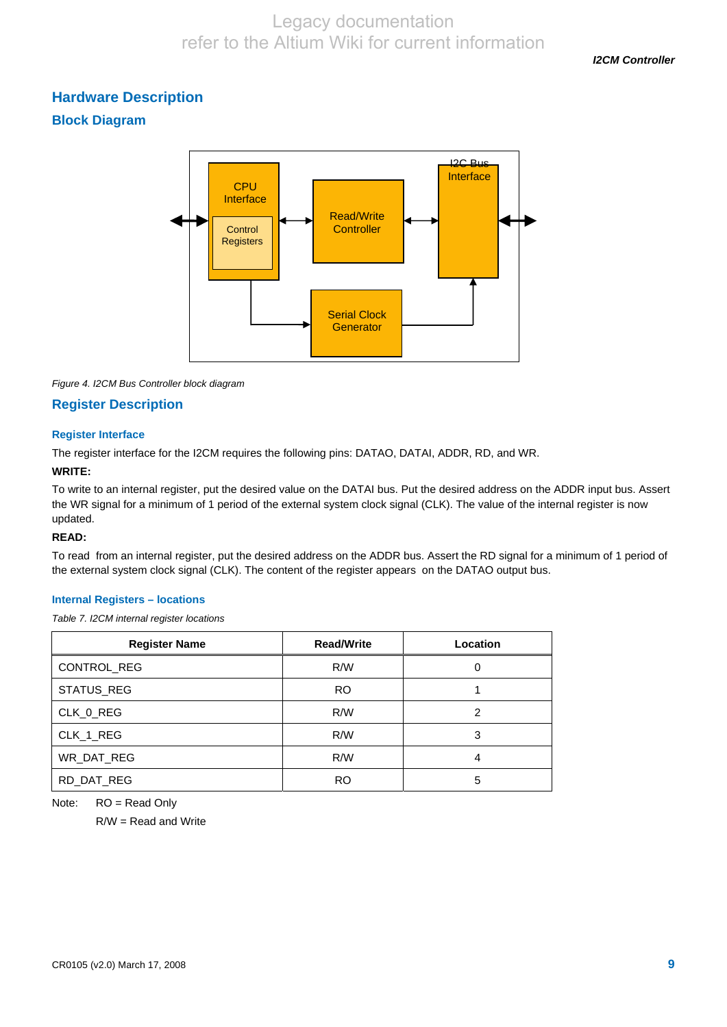## Hardware Description

### Block Diagram

CPU Interface

Control Registers

Read/Write Controller

I2C Bus Interface

Serial Clock Generator

*Figure 4. I2CM Bus Controller block diagram*

## Register Description

### Register Interface

The register interface for the I2CM requires the following pins: DATAO, DATAI, ADDR, RD, and WR.

**WRITE:**

To write to an internal register, put the desired value on the DATAI bus. Put the desired address on the ADDR input bus. Assert the WR signal for a minimum of 1 period of the external system clock signal (CLK). The value of the internal register is now updated.

**READ:**

To read from an internal register, put the desired address on the ADDR bus. Assert the RD signal for a minimum of 1 period of the external system clock signal (CLK). The content of the register appears on the DATAO output bus.

### Internal Registers – locations

*Table 7. I2CM internal register locations*

| Register Name | Read/Write | Location |
|---|---|---|
| CONTROL_REG | R/W | 0 |
| STATUS_REG | RO | 1 |
| CLK_0_REG | R/W | 2 |
| CLK_1_REG | R/W | 3 |
| WR_DAT_REG | R/W | 4 |
| RD_DAT_REG | RO | 5 |

Note: RO = Read Only

R/W = Read and Write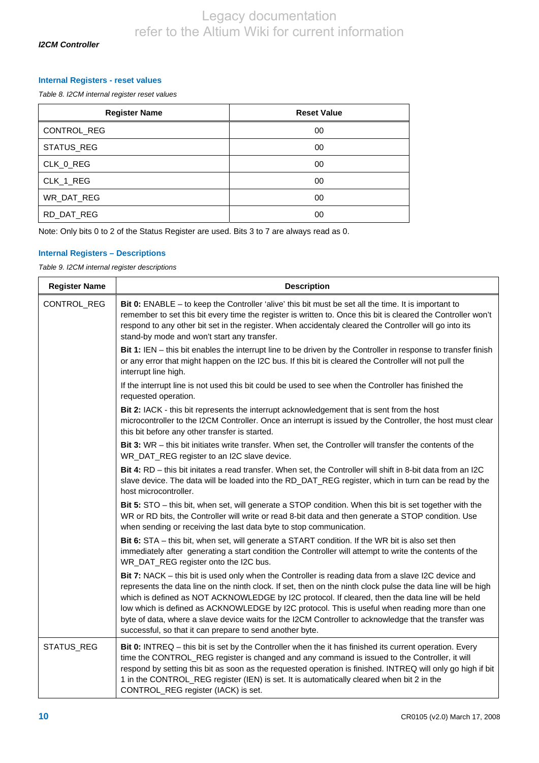### Internal Registers - reset values

*Table 8. I2CM internal register reset values*

| Register Name | Reset Value |
| --- | --- |
| CONTROL_REG | 00 |
| STATUS_REG | 00 |
| CLK_0_REG | 00 |
| CLK_1_REG | 00 |
| WR_DAT_REG | 00 |
| RD_DAT_REG | 00 |

Note: Only bits 0 to 2 of the Status Register are used. Bits 3 to 7 are always read as 0.

### Internal Registers – Descriptions

*Table 9. I2CM internal register descriptions*

| Register Name | Description |
| --- | --- |
| CONTROL_REG | **Bit 0:** ENABLE – to keep the Controller 'alive' this bit must be set all the time. It is important to remember to set this bit every time the register is written to. Once this bit is cleared the Controller won't respond to any other bit set in the register. When accidentaly cleared the Controller will go into its stand-by mode and won't start any transfer.<br><br>**Bit 1:** IEN – this bit enables the interrupt line to be driven by the Controller in response to transfer finish or any error that might happen on the I2C bus. If this bit is cleared the Controller will not pull the interrupt line high.<br><br>If the interrupt line is not used this bit could be used to see when the Controller has finished the requested operation.<br><br>**Bit 2:** IACK - this bit represents the interrupt acknowledgement that is sent from the host microcontroller to the I2CM Controller. Once an interrupt is issued by the Controller, the host must clear this bit before any other transfer is started.<br><br>**Bit 3:** WR – this bit initiates write transfer. When set, the Controller will transfer the contents of the WR_DAT_REG register to an I2C slave device.<br><br>**Bit 4:** RD – this bit initates a read transfer. When set, the Controller will shift in 8-bit data from an I2C slave device. The data will be loaded into the RD_DAT_REG register, which in turn can be read by the host microcontroller.<br><br>**Bit 5:** STO – this bit, when set, will generate a STOP condition. When this bit is set together with the WR or RD bits, the Controller will write or read 8-bit data and then generate a STOP condition. Use when sending or receiving the last data byte to stop communication.<br><br>**Bit 6:** STA – this bit, when set, will generate a START condition. If the WR bit is also set then immediately after generating a start condition the Controller will attempt to write the contents of the WR_DAT_REG register onto the I2C bus.<br><br>**Bit 7:** NACK – this bit is used only when the Controller is reading data from a slave I2C device and represents the data line on the ninth clock. If set, then on the ninth clock pulse the data line will be high which is defined as NOT ACKNOWLEDGE by I2C protocol. If cleared, then the data line will be held low which is defined as ACKNOWLEDGE by I2C protocol. This is useful when reading more than one byte of data, where a slave device waits for the I2CM Controller to acknowledge that the transfer was successful, so that it can prepare to send another byte. |
| STATUS_REG | **Bit 0:** INTREQ – this bit is set by the Controller when the it has finished its current operation. Every time the CONTROL_REG register is changed and any command is issued to the Controller, it will respond by setting this bit as soon as the requested operation is finished. INTREQ will only go high if bit 1 in the CONTROL_REG register (IEN) is set. It is automatically cleared when bit 2 in the CONTROL_REG register (IACK) is set. |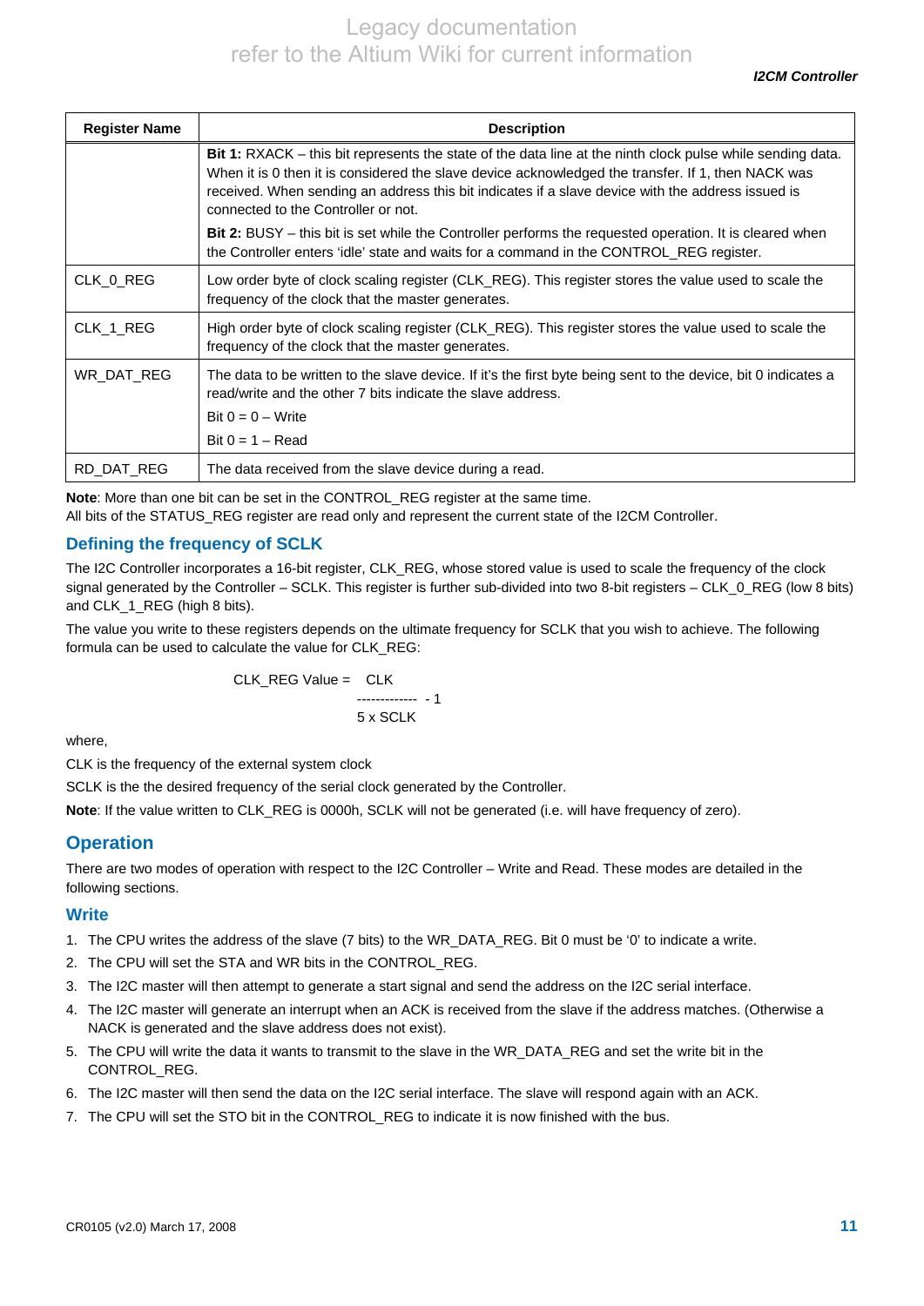| Register Name | Description |
|---|---|
| | **Bit 1:** RXACK – this bit represents the state of the data line at the ninth clock pulse while sending data. When it is 0 then it is considered the slave device acknowledged the transfer. If 1, then NACK was received. When sending an address this bit indicates if a slave device with the address issued is connected to the Controller or not.<br>**Bit 2:** BUSY – this bit is set while the Controller performs the requested operation. It is cleared when the Controller enters 'idle' state and waits for a command in the CONTROL_REG register. |
| CLK_0_REG | Low order byte of clock scaling register (CLK_REG). This register stores the value used to scale the frequency of the clock that the master generates. |
| CLK_1_REG | High order byte of clock scaling register (CLK_REG). This register stores the value used to scale the frequency of the clock that the master generates. |
| WR_DAT_REG | The data to be written to the slave device. If it's the first byte being sent to the device, bit 0 indicates a read/write and the other 7 bits indicate the slave address.<br>Bit 0 = 0 – Write<br>Bit 0 = 1 – Read |
| RD_DAT_REG | The data received from the slave device during a read. |

**Note**: More than one bit can be set in the CONTROL_REG register at the same time.
All bits of the STATUS_REG register are read only and represent the current state of the I2CM Controller.

## Defining the frequency of SCLK

The I2C Controller incorporates a 16-bit register, CLK_REG, whose stored value is used to scale the frequency of the clock signal generated by the Controller – SCLK. This register is further sub-divided into two 8-bit registers – CLK_0_REG (low 8 bits) and CLK_1_REG (high 8 bits).

The value you write to these registers depends on the ultimate frequency for SCLK that you wish to achieve. The following formula can be used to calculate the value for CLK_REG:

$$\text{CLK\_REG Value} = \frac{\text{CLK}}{5 \times \text{SCLK}} - 1$$

where,

CLK is the frequency of the external system clock

SCLK is the the desired frequency of the serial clock generated by the Controller.

**Note**: If the value written to CLK_REG is 0000h, SCLK will not be generated (i.e. will have frequency of zero).

## Operation

There are two modes of operation with respect to the I2C Controller – Write and Read. These modes are detailed in the following sections.

### Write

1. The CPU writes the address of the slave (7 bits) to the WR_DATA_REG. Bit 0 must be '0' to indicate a write.
2. The CPU will set the STA and WR bits in the CONTROL_REG.
3. The I2C master will then attempt to generate a start signal and send the address on the I2C serial interface.
4. The I2C master will generate an interrupt when an ACK is received from the slave if the address matches. (Otherwise a NACK is generated and the slave address does not exist).
5. The CPU will write the data it wants to transmit to the slave in the WR_DATA_REG and set the write bit in the CONTROL_REG.
6. The I2C master will then send the data on the I2C serial interface. The slave will respond again with an ACK.
7. The CPU will set the STO bit in the CONTROL_REG to indicate it is now finished with the bus.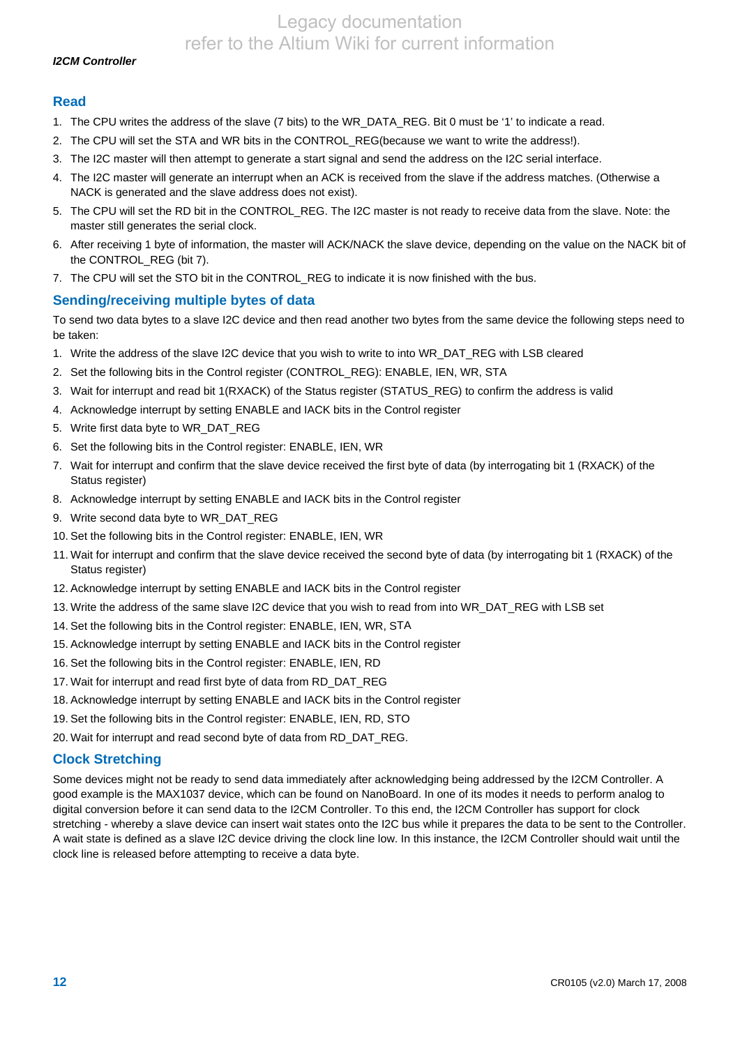## Read

1. The CPU writes the address of the slave (7 bits) to the WR_DATA_REG. Bit 0 must be '1' to indicate a read.
2. The CPU will set the STA and WR bits in the CONTROL_REG(because we want to write the address!).
3. The I2C master will then attempt to generate a start signal and send the address on the I2C serial interface.
4. The I2C master will generate an interrupt when an ACK is received from the slave if the address matches. (Otherwise a NACK is generated and the slave address does not exist).
5. The CPU will set the RD bit in the CONTROL_REG. The I2C master is not ready to receive data from the slave. Note: the master still generates the serial clock.
6. After receiving 1 byte of information, the master will ACK/NACK the slave device, depending on the value on the NACK bit of the CONTROL_REG (bit 7).
7. The CPU will set the STO bit in the CONTROL_REG to indicate it is now finished with the bus.

## Sending/receiving multiple bytes of data

To send two data bytes to a slave I2C device and then read another two bytes from the same device the following steps need to be taken:

1. Write the address of the slave I2C device that you wish to write to into WR_DAT_REG with LSB cleared
2. Set the following bits in the Control register (CONTROL_REG): ENABLE, IEN, WR, STA
3. Wait for interrupt and read bit 1(RXACK) of the Status register (STATUS_REG) to confirm the address is valid
4. Acknowledge interrupt by setting ENABLE and IACK bits in the Control register
5. Write first data byte to WR_DAT_REG
6. Set the following bits in the Control register: ENABLE, IEN, WR
7. Wait for interrupt and confirm that the slave device received the first byte of data (by interrogating bit 1 (RXACK) of the Status register)
8. Acknowledge interrupt by setting ENABLE and IACK bits in the Control register
9. Write second data byte to WR_DAT_REG
10. Set the following bits in the Control register: ENABLE, IEN, WR
11. Wait for interrupt and confirm that the slave device received the second byte of data (by interrogating bit 1 (RXACK) of the Status register)
12. Acknowledge interrupt by setting ENABLE and IACK bits in the Control register
13. Write the address of the same slave I2C device that you wish to read from into WR_DAT_REG with LSB set
14. Set the following bits in the Control register: ENABLE, IEN, WR, STA
15. Acknowledge interrupt by setting ENABLE and IACK bits in the Control register
16. Set the following bits in the Control register: ENABLE, IEN, RD
17. Wait for interrupt and read first byte of data from RD_DAT_REG
18. Acknowledge interrupt by setting ENABLE and IACK bits in the Control register
19. Set the following bits in the Control register: ENABLE, IEN, RD, STO
20. Wait for interrupt and read second byte of data from RD_DAT_REG.

## Clock Stretching

Some devices might not be ready to send data immediately after acknowledging being addressed by the I2CM Controller. A good example is the MAX1037 device, which can be found on NanoBoard. In one of its modes it needs to perform analog to digital conversion before it can send data to the I2CM Controller. To this end, the I2CM Controller has support for clock stretching - whereby a slave device can insert wait states onto the I2C bus while it prepares the data to be sent to the Controller. A wait state is defined as a slave I2C device driving the clock line low. In this instance, the I2CM Controller should wait until the clock line is released before attempting to receive a data byte.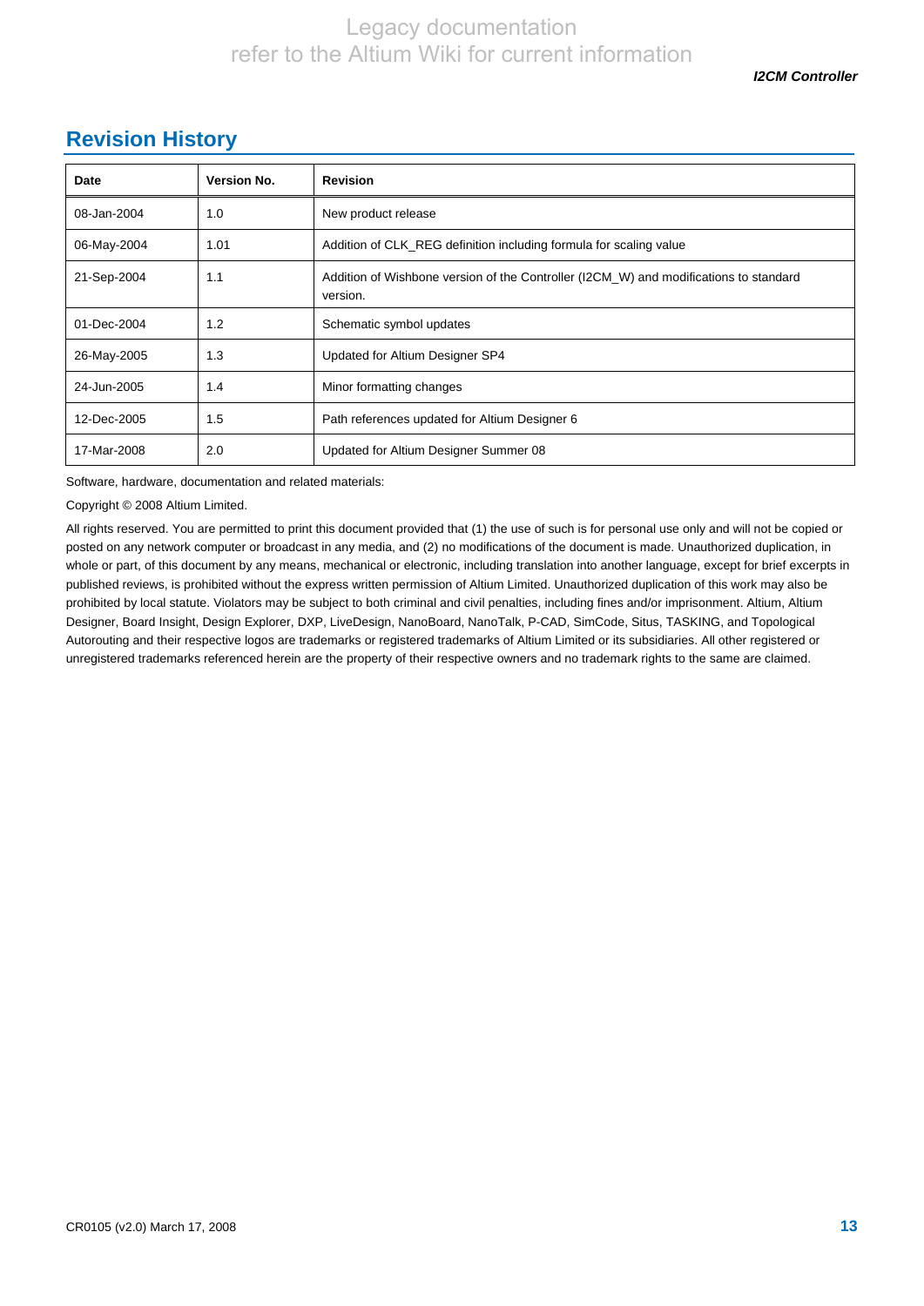## Revision History

| Date | Version No. | Revision |
|---|---|---|
| 08-Jan-2004 | 1.0 | New product release |
| 06-May-2004 | 1.01 | Addition of CLK_REG definition including formula for scaling value |
| 21-Sep-2004 | 1.1 | Addition of Wishbone version of the Controller (I2CM_W) and modifications to standard version. |
| 01-Dec-2004 | 1.2 | Schematic symbol updates |
| 26-May-2005 | 1.3 | Updated for Altium Designer SP4 |
| 24-Jun-2005 | 1.4 | Minor formatting changes |
| 12-Dec-2005 | 1.5 | Path references updated for Altium Designer 6 |
| 17-Mar-2008 | 2.0 | Updated for Altium Designer Summer 08 |

Software, hardware, documentation and related materials:

Copyright © 2008 Altium Limited.

All rights reserved. You are permitted to print this document provided that (1) the use of such is for personal use only and will not be copied or posted on any network computer or broadcast in any media, and (2) no modifications of the document is made. Unauthorized duplication, in whole or part, of this document by any means, mechanical or electronic, including translation into another language, except for brief excerpts in published reviews, is prohibited without the express written permission of Altium Limited. Unauthorized duplication of this work may also be prohibited by local statute. Violators may be subject to both criminal and civil penalties, including fines and/or imprisonment. Altium, Altium Designer, Board Insight, Design Explorer, DXP, LiveDesign, NanoBoard, NanoTalk, P-CAD, SimCode, Situs, TASKING, and Topological Autorouting and their respective logos are trademarks or registered trademarks of Altium Limited or its subsidiaries. All other registered or unregistered trademarks referenced herein are the property of their respective owners and no trademark rights to the same are claimed.